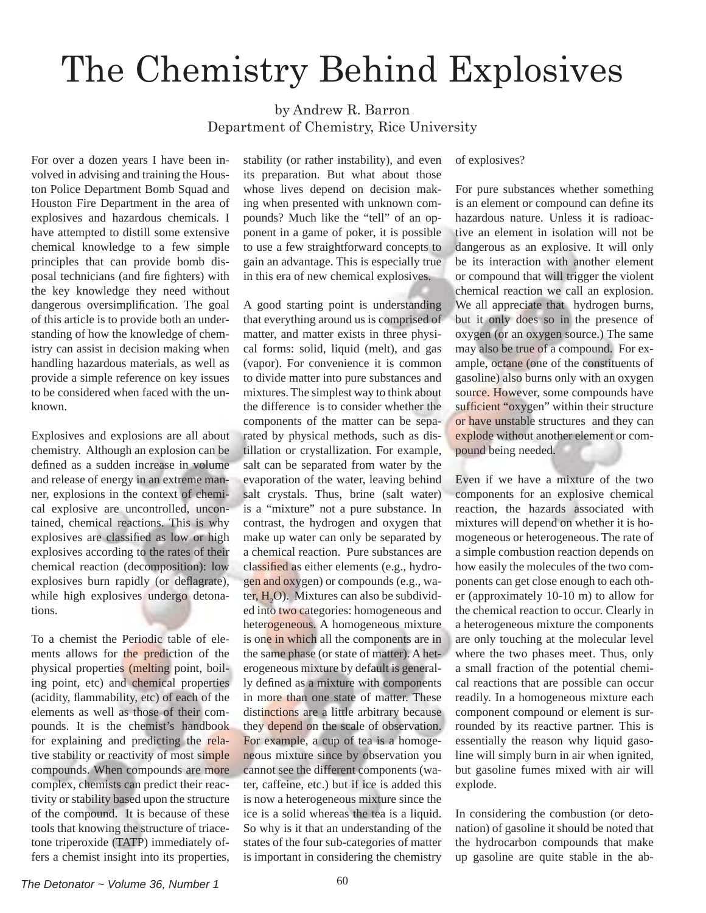# The Chemistry Behind Explosives

by Andrew R. Barron
Department of Chemistry, Rice University

For over a dozen years I have been involved in advising and training the Houston Police Department Bomb Squad and Houston Fire Department in the area of explosives and hazardous chemicals. I have attempted to distill some extensive chemical knowledge to a few simple principles that can provide bomb disposal technicians (and fire fighters) with the key knowledge they need without dangerous oversimplification. The goal of this article is to provide both an understanding of how the knowledge of chemistry can assist in decision making when handling hazardous materials, as well as provide a simple reference on key issues to be considered when faced with the unknown.

Explosives and explosions are all about chemistry. Although an explosion can be defined as a sudden increase in volume and release of energy in an extreme manner, explosions in the context of chemical explosive are uncontrolled, uncontained, chemical reactions. This is why explosives are classified as low or high explosives according to the rates of their chemical reaction (decomposition): low explosives burn rapidly (or deflagrate), while high explosives undergo detonations.

To a chemist the Periodic table of elements allows for the prediction of the physical properties (melting point, boiling point, etc) and chemical properties (acidity, flammability, etc) of each of the elements as well as those of their compounds. It is the chemist's handbook for explaining and predicting the relative stability or reactivity of most simple compounds. When compounds are more complex, chemists can predict their reactivity or stability based upon the structure of the compound. It is because of these tools that knowing the structure of triacetone triperoxide (TATP) immediately offers a chemist insight into its properties, stability (or rather instability), and even its preparation. But what about those whose lives depend on decision making when presented with unknown compounds? Much like the "tell" of an opponent in a game of poker, it is possible to use a few straightforward concepts to gain an advantage. This is especially true in this era of new chemical explosives.

A good starting point is understanding that everything around us is comprised of matter, and matter exists in three physical forms: solid, liquid (melt), and gas (vapor). For convenience it is common to divide matter into pure substances and mixtures. The simplest way to think about the difference is to consider whether the components of the matter can be separated by physical methods, such as distillation or crystallization. For example, salt can be separated from water by the evaporation of the water, leaving behind salt crystals. Thus, brine (salt water) is a "mixture" not a pure substance. In contrast, the hydrogen and oxygen that make up water can only be separated by a chemical reaction. Pure substances are classified as either elements (e.g., hydrogen and oxygen) or compounds (e.g., water, $H_2O$). Mixtures can also be subdivided into two categories: homogeneous and heterogeneous. A homogeneous mixture is one in which all the components are in the same phase (or state of matter). A heterogeneous mixture by default is generally defined as a mixture with components in more than one state of matter. These distinctions are a little arbitrary because they depend on the scale of observation. For example, a cup of tea is a homogeneous mixture since by observation you cannot see the different components (water, caffeine, etc.) but if ice is added this is now a heterogeneous mixture since the ice is a solid whereas the tea is a liquid. So why is it that an understanding of the states of the four sub-categories of matter is important in considering the chemistry of explosives?

For pure substances whether something is an element or compound can define its hazardous nature. Unless it is radioactive an element in isolation will not be dangerous as an explosive. It will only be its interaction with another element or compound that will trigger the violent chemical reaction we call an explosion. We all appreciate that hydrogen burns, but it only does so in the presence of oxygen (or an oxygen source.) The same may also be true of a compound. For example, octane (one of the constituents of gasoline) also burns only with an oxygen source. However, some compounds have sufficient "oxygen" within their structure or have unstable structures and they can explode without another element or compound being needed.

Even if we have a mixture of the two components for an explosive chemical reaction, the hazards associated with mixtures will depend on whether it is homogeneous or heterogeneous. The rate of a simple combustion reaction depends on how easily the molecules of the two components can get close enough to each other (approximately 10-10 m) to allow for the chemical reaction to occur. Clearly in a heterogeneous mixture the components are only touching at the molecular level where the two phases meet. Thus, only a small fraction of the potential chemical reactions that are possible can occur readily. In a homogeneous mixture each component compound or element is surrounded by its reactive partner. This is essentially the reason why liquid gasoline will simply burn in air when ignited, but gasoline fumes mixed with air will explode.

In considering the combustion (or detonation) of gasoline it should be noted that the hydrocarbon compounds that make up gasoline are quite stable in the ab-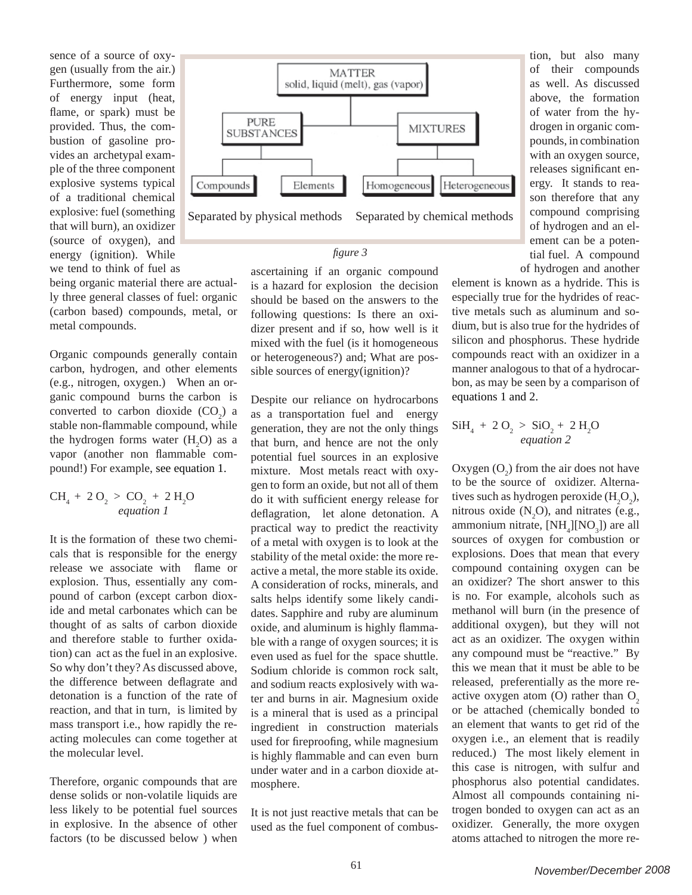sence of a source of oxygen (usually from the air.) Furthermore, some form of energy input (heat, flame, or spark) must be provided. Thus, the combustion of gasoline provides an archetypal example of the three component explosive systems typical of a traditional chemical explosive: fuel (something that will burn), an oxidizer (source of oxygen), and energy (ignition). While we tend to think of fuel as being organic material there are actually three general classes of fuel: organic (carbon based) compounds, metal, or metal compounds.

MATTER
solid, liquid (melt), gas (vapor)

- PURE SUBSTANCES
  - Compounds
  - Elements
- MIXTURES
  - Homogeneous
  - Heterogeneous

Separated by physical methods    Separated by chemical methods

*figure 3*

Organic compounds generally contain carbon, hydrogen, and other elements (e.g., nitrogen, oxygen.) When an organic compound burns the carbon is converted to carbon dioxide ($CO_2$) a stable non-flammable compound, while the hydrogen forms water ($H_2O$) as a vapor (another non flammable compound!) For example, see equation 1.

$$CH_4 + 2\,O_2 > CO_2 + 2\,H_2O$$
*equation 1*

It is the formation of these two chemicals that is responsible for the energy release we associate with flame or explosion. Thus, essentially any compound of carbon (except carbon dioxide and metal carbonates which can be thought of as salts of carbon dioxide and therefore stable to further oxidation) can act as the fuel in an explosive. So why don't they? As discussed above, the difference between deflagrate and detonation is a function of the rate of reaction, and that in turn, is limited by mass transport i.e., how rapidly the reacting molecules can come together at the molecular level.

Therefore, organic compounds that are dense solids or non-volatile liquids are less likely to be potential fuel sources in explosive. In the absence of other factors (to be discussed below ) when ascertaining if an organic compound is a hazard for explosion the decision should be based on the answers to the following questions: Is there an oxidizer present and if so, how well is it mixed with the fuel (is it homogeneous or heterogeneous?) and; What are possible sources of energy(ignition)?

Despite our reliance on hydrocarbons as a transportation fuel and energy generation, they are not the only things that burn, and hence are not the only potential fuel sources in an explosive mixture. Most metals react with oxygen to form an oxide, but not all of them do it with sufficient energy release for deflagration, let alone detonation. A practical way to predict the reactivity of a metal with oxygen is to look at the stability of the metal oxide: the more reactive a metal, the more stable its oxide. A consideration of rocks, minerals, and salts helps identify some likely candidates. Sapphire and ruby are aluminum oxide, and aluminum is highly flammable with a range of oxygen sources; it is even used as fuel for the space shuttle. Sodium chloride is common rock salt, and sodium reacts explosively with water and burns in air. Magnesium oxide is a mineral that is used as a principal ingredient in construction materials used for fireproofing, while magnesium is highly flammable and can even burn under water and in a carbon dioxide atmosphere.

It is not just reactive metals that can be used as the fuel component of combustion, but also many of their compounds as well. As discussed above, the formation of water from the hydrogen in organic compounds, in combination with an oxygen source, releases significant energy. It stands to reason therefore that any compound comprising of hydrogen and an element can be a potential fuel. A compound of hydrogen and another element is known as a hydride. This is especially true for the hydrides of reactive metals such as aluminum and sodium, but is also true for the hydrides of silicon and phosphorus. These hydride compounds react with an oxidizer in a manner analogous to that of a hydrocarbon, as may be seen by a comparison of equations 1 and 2.

$$SiH_4 + 2\,O_2 > SiO_2 + 2\,H_2O$$
*equation 2*

Oxygen ($O_2$) from the air does not have to be the source of oxidizer. Alternatives such as hydrogen peroxide ($H_2O_2$), nitrous oxide ($N_2O$), and nitrates (e.g., ammonium nitrate, $[NH_4][NO_3]$) are all sources of oxygen for combustion or explosions. Does that mean that every compound containing oxygen can be an oxidizer? The short answer to this is no. For example, alcohols such as methanol will burn (in the presence of additional oxygen), but they will not act as an oxidizer. The oxygen within any compound must be "reactive." By this we mean that it must be able to be released, preferentially as the more reactive oxygen atom (O) rather than $O_2$ or be attached (chemically bonded to an element that wants to get rid of the oxygen i.e., an element that is readily reduced.) The most likely element in this case is nitrogen, with sulfur and phosphorus also potential candidates. Almost all compounds containing nitrogen bonded to oxygen can act as an oxidizer. Generally, the more oxygen atoms attached to nitrogen the more re-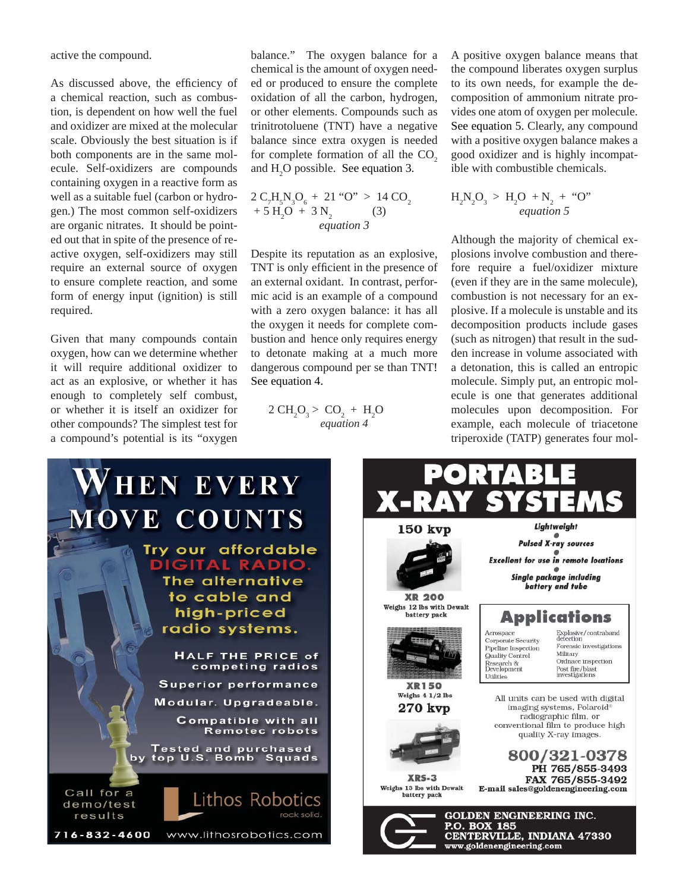active the compound.

As discussed above, the efficiency of a chemical reaction, such as combustion, is dependent on how well the fuel and oxidizer are mixed at the molecular scale. Obviously the best situation is if both components are in the same molecule. Self-oxidizers are compounds containing oxygen in a reactive form as well as a suitable fuel (carbon or hydrogen.) The most common self-oxidizers are organic nitrates. It should be pointed out that in spite of the presence of reactive oxygen, self-oxidizers may still require an external source of oxygen to ensure complete reaction, and some form of energy input (ignition) is still required.

Given that many compounds contain oxygen, how can we determine whether it will require additional oxidizer to act as an explosive, or whether it has enough to completely self combust, or whether it is itself an oxidizer for other compounds? The simplest test for a compound's potential is its "oxygen balance." The oxygen balance for a chemical is the amount of oxygen needed or produced to ensure the complete oxidation of all the carbon, hydrogen, or other elements. Compounds such as trinitrotoluene (TNT) have a negative balance since extra oxygen is needed for complete formation of all the $CO_2$ and $H_2O$ possible. See equation 3.

$$2\, C_7H_5N_3O_6 + 21\, \text{"O"} > 14\, CO_2 + 5\, H_2O + 3\, N_2 \qquad (3)$$

*equation 3*

Despite its reputation as an explosive, TNT is only efficient in the presence of an external oxidant. In contrast, performic acid is an example of a compound with a zero oxygen balance: it has all the oxygen it needs for complete combustion and hence only requires energy to detonate making at a much more dangerous compound per se than TNT! See equation 4.

$$2\, CH_2O_3 > CO_2 + H_2O$$

*equation 4*

A positive oxygen balance means that the compound liberates oxygen surplus to its own needs, for example the decomposition of ammonium nitrate provides one atom of oxygen per molecule. See equation 5. Clearly, any compound with a positive oxygen balance makes a good oxidizer and is highly incompatible with combustible chemicals.

$$H_2N_2O_3 > H_2O + N_2 + \text{"O"}$$

*equation 5*

Although the majority of chemical explosions involve combustion and therefore require a fuel/oxidizer mixture (even if they are in the same molecule), combustion is not necessary for an explosive. If a molecule is unstable and its decomposition products include gases (such as nitrogen) that result in the sudden increase in volume associated with a detonation, this is called an entropic molecule. Simply put, an entropic molecule is one that generates additional molecules upon decomposition. For example, each molecule of triacetone triperoxide (TATP) generates four mol-

---

**WHEN EVERY MOVE COUNTS**

Try our affordable DIGITAL RADIO. The alternative to cable and high-priced radio systems.

HALF THE PRICE of competing radios
Superior performance
Modular. Upgradeable.
Compatible with all Remotec robots
Tested and purchased by top U.S. Bomb Squads

Call for a demo/test results

Lithos Robotics — rock solid.

716-832-4600 www.lithosrobotics.com

---

**PORTABLE X-RAY SYSTEMS**

150 kvp

XR 200 — Weighs 12 lbs with Dewalt battery pack

XR150 — Weighs 4 1/2 lbs

270 kvp

XRS-3 — Weighs 13 lbs with Dewalt battery pack

Lightweight
Pulsed X-ray sources
Excellent for use in remote locations
Single package including battery and tube

**Applications**

| | |
|---|---|
| Aerospace | Explosive/contraband detection |
| Corporate Security | Forensic investigations |
| Pipeline Inspection | Military |
| Quality Control | Ordnace inspection |
| Research & Development | Post fire/blast investigations |
| Utilities | |

All units can be used with digital imaging systems, Polaroid® radiographic film, or conventional film to produce high quality X-ray images.

800/321-0378
PH 765/855-3493
FAX 765/855-3492
E-mail sales@goldenengineering.com

GOLDEN ENGINEERING INC.
P.O. BOX 185
CENTERVILLE, INDIANA 47330
www.goldenengineering.com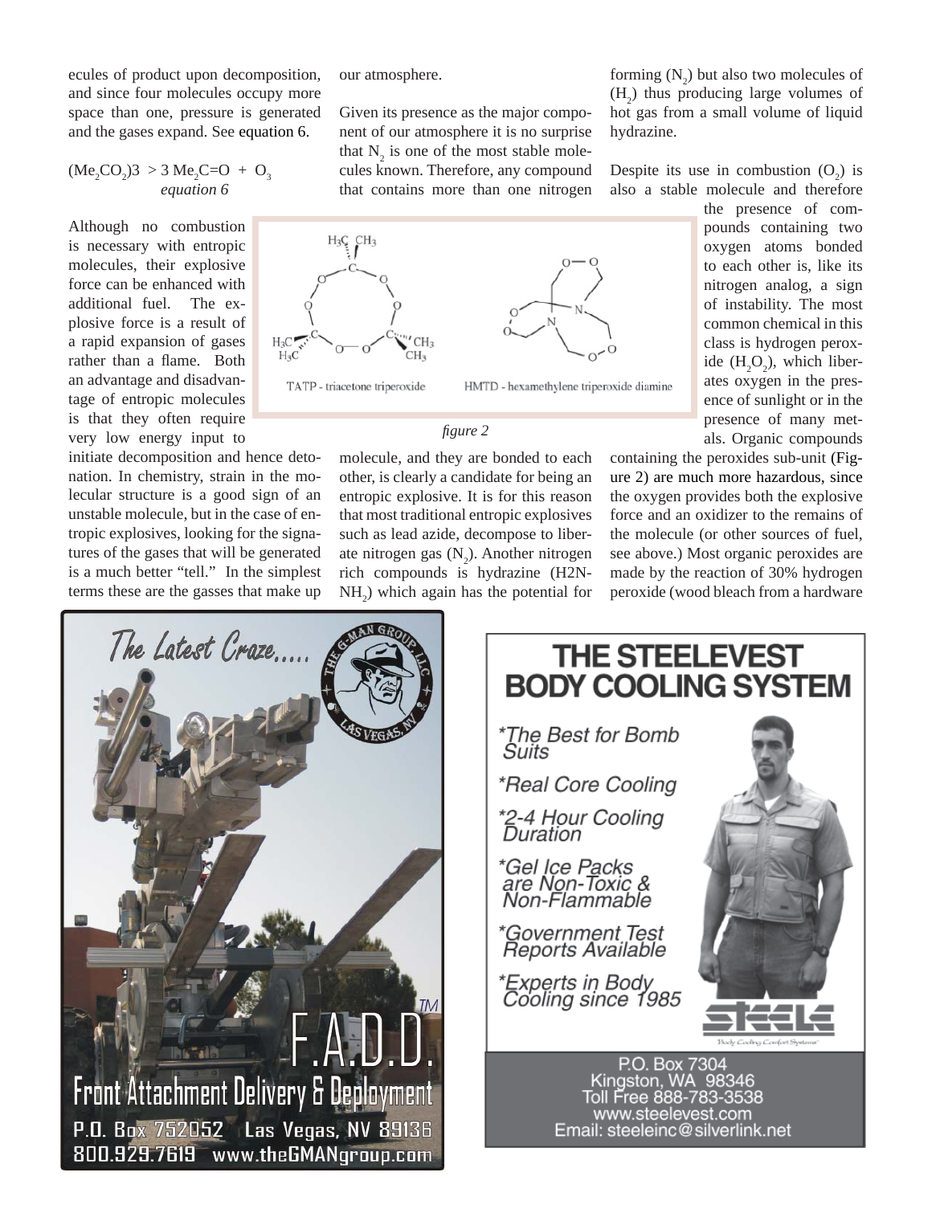ecules of product upon decomposition, and since four molecules occupy more space than one, pressure is generated and the gases expand. See equation 6.

$$(Me_2CO_2)3 > 3\ Me_2C{=}O + O_3$$

*equation 6*

Although no combustion is necessary with entropic molecules, their explosive force can be enhanced with additional fuel. The explosive force is a result of a rapid expansion of gases rather than a flame. Both an advantage and disadvantage of entropic molecules is that they often require very low energy input to initiate decomposition and hence detonation. In chemistry, strain in the molecular structure is a good sign of an unstable molecule, but in the case of entropic explosives, looking for the signatures of the gases that will be generated is a much better "tell." In the simplest terms these are the gasses that make up our atmosphere.

Given its presence as the major component of our atmosphere it is no surprise that $N_2$ is one of the most stable molecules known. Therefore, any compound that contains more than one nitrogen molecule, and they are bonded to each other, is clearly a candidate for being an entropic explosive. It is for this reason that most traditional entropic explosives such as lead azide, decompose to liberate nitrogen gas ($N_2$). Another nitrogen rich compounds is hydrazine (H2N-$NH_2$) which again has the potential for forming ($N_2$) but also two molecules of ($H_2$) thus producing large volumes of hot gas from a small volume of liquid hydrazine.

TATP - triacetone triperoxide    HMTD - hexamethylene triperoxide diamine

*figure 2*

Despite its use in combustion ($O_2$) is also a stable molecule and therefore the presence of compounds containing two oxygen atoms bonded to each other is, like its nitrogen analog, a sign of instability. The most common chemical in this class is hydrogen peroxide ($H_2O_2$), which liberates oxygen in the presence of sunlight or in the presence of many metals. Organic compounds containing the peroxides sub-unit (Figure 2) are much more hazardous, since the oxygen provides both the explosive force and an oxidizer to the remains of the molecule (or other sources of fuel, see above.) Most organic peroxides are made by the reaction of 30% hydrogen peroxide (wood bleach from a hardware

---

The Latest Craze.....

F.A.D.D.™

Front Attachment Delivery & Deployment

P.O. Box 752052 Las Vegas, NV 89136

800.929.7619 www.theGMANgroup.com

---

# THE STEELEVEST BODY COOLING SYSTEM

- *The Best for Bomb Suits
- *Real Core Cooling
- *2-4 Hour Cooling Duration
- *Gel Ice Packs are Non-Toxic & Non-Flammable
- *Government Test Reports Available
- *Experts in Body Cooling since 1985

Steele — Body Cooling Comfort Systems

P.O. Box 7304
Kingston, WA 98346
Toll Free 888-783-3538
www.steelevest.com
Email: steeleinc@silverlink.net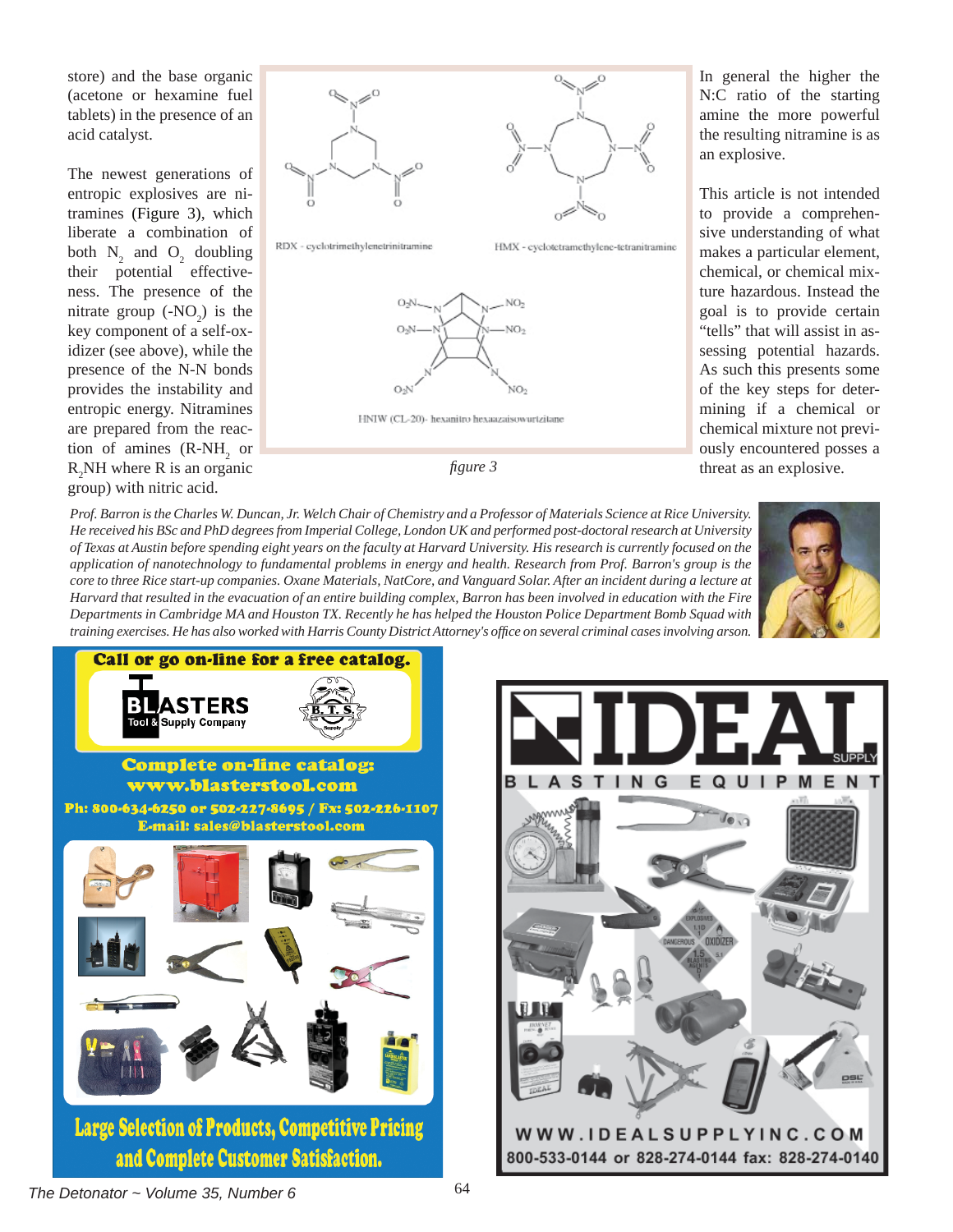store) and the base organic (acetone or hexamine fuel tablets) in the presence of an acid catalyst.

The newest generations of entropic explosives are nitramines (Figure 3), which liberate a combination of both $N_2$ and $O_2$ doubling their potential effectiveness. The presence of the nitrate group ($-NO_2$) is the key component of a self-oxidizer (see above), while the presence of the N-N bonds provides the instability and entropic energy. Nitramines are prepared from the reaction of amines ($R-NH_2$ or $R_2NH$ where R is an organic group) with nitric acid.

RDX - cyclotrimethylenetrinitramine

HMX - cyclotetramethylene-tetranitramine

HNIW (CL-20)- hexanitro hexaazaisowurtzitane

*figure 3*

In general the higher the N:C ratio of the starting amine the more powerful the resulting nitramine is as an explosive.

This article is not intended to provide a comprehensive understanding of what makes a particular element, chemical, or chemical mixture hazardous. Instead the goal is to provide certain "tells" that will assist in assessing potential hazards. As such this presents some of the key steps for determining if a chemical or chemical mixture not previously encountered posses a threat as an explosive.

*Prof. Barron is the Charles W. Duncan, Jr. Welch Chair of Chemistry and a Professor of Materials Science at Rice University. He received his BSc and PhD degrees from Imperial College, London UK and performed post-doctoral research at University of Texas at Austin before spending eight years on the faculty at Harvard University. His research is currently focused on the application of nanotechnology to fundamental problems in energy and health. Research from Prof. Barron's group is the core to three Rice start-up companies. Oxane Materials, NatCore, and Vanguard Solar. After an incident during a lecture at Harvard that resulted in the evacuation of an entire building complex, Barron has been involved in education with the Fire Departments in Cambridge MA and Houston TX. Recently he has helped the Houston Police Department Bomb Squad with training exercises. He has also worked with Harris County District Attorney's office on several criminal cases involving arson.*

Call or go on-line for a free catalog.

BLASTERS Tool & Supply Company

Complete on-line catalog: www.blasterstool.com

Ph: 800-634-6250 or 502-227-8695 / Fx: 502-226-1107

E-mail: sales@blasterstool.com

Large Selection of Products, Competitive Pricing and Complete Customer Satisfaction.

IDEAL SUPPLY

BLASTING EQUIPMENT

WWW.IDEALSUPPLYINC.COM

800-533-0144 or 828-274-0144 fax: 828-274-0140